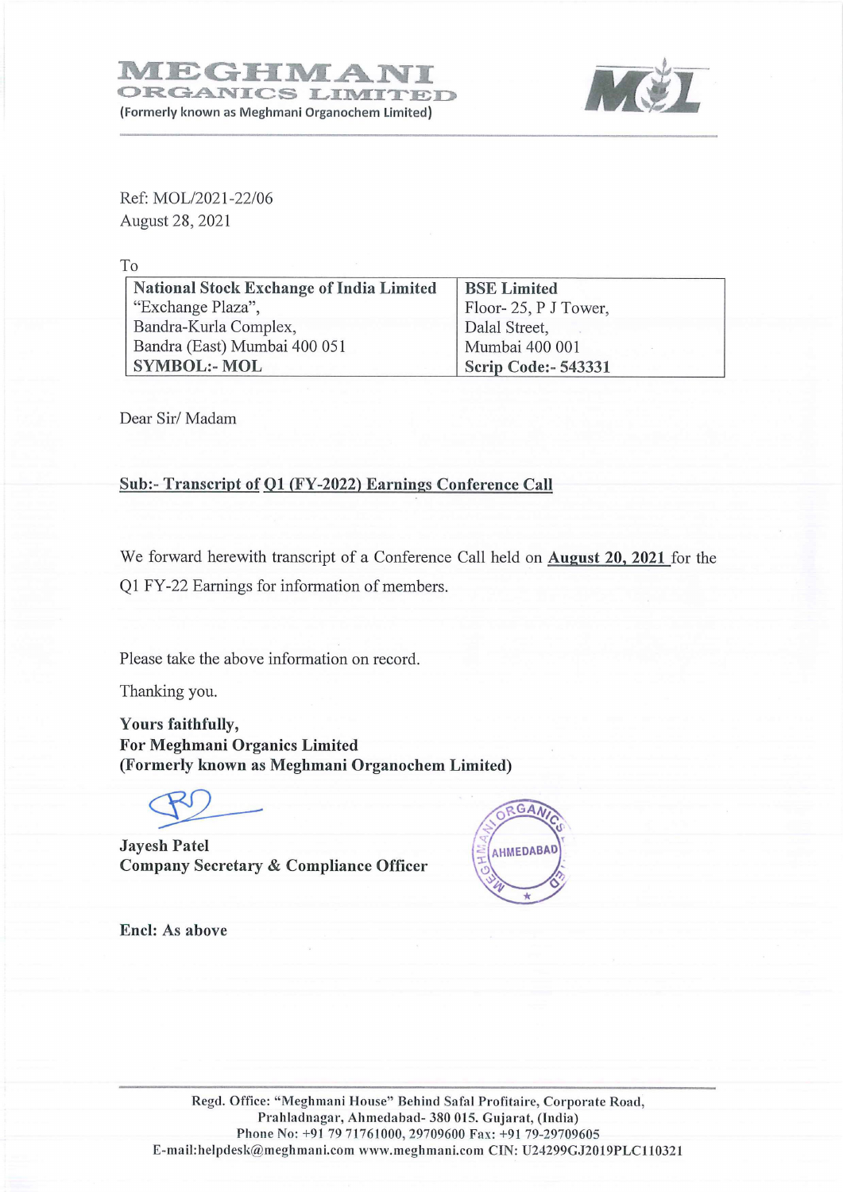# MEGHMANI ORGANICS LIMITED

(Formerly known as Meghmani Organochem Limited)

Ref: MOL/2021-22/06
August 28, 2021

To

| National Stock Exchange of India Limited | BSE Limited |
|---|---|
| "Exchange Plaza", | Floor- 25, P J Tower, |
| Bandra-Kurla Complex, | Dalal Street, |
| Bandra (East) Mumbai 400 051 | Mumbai 400 001 |
| **SYMBOL:- MOL** | **Scrip Code:- 543331** |

Dear Sir/ Madam

**Sub:- Transcript of Q1 (FY-2022) Earnings Conference Call**

We forward herewith transcript of a Conference Call held on **August 20, 2021** for the Q1 FY-22 Earnings for information of members.

Please take the above information on record.

Thanking you.

**Yours faithfully,**
**For Meghmani Organics Limited**
**(Formerly known as Meghmani Organochem Limited)**

**Jayesh Patel**
**Company Secretary & Compliance Officer**

**Encl: As above**

Regd. Office: "Meghmani House" Behind Safal Profitaire, Corporate Road, Prahladnagar, Ahmedabad- 380 015. Gujarat, (India)
Phone No: +91 79 71761000, 29709600 Fax: +91 79-29709605
E-mail:helpdesk@meghmani.com www.meghmani.com CIN: U24299GJ2019PLC110321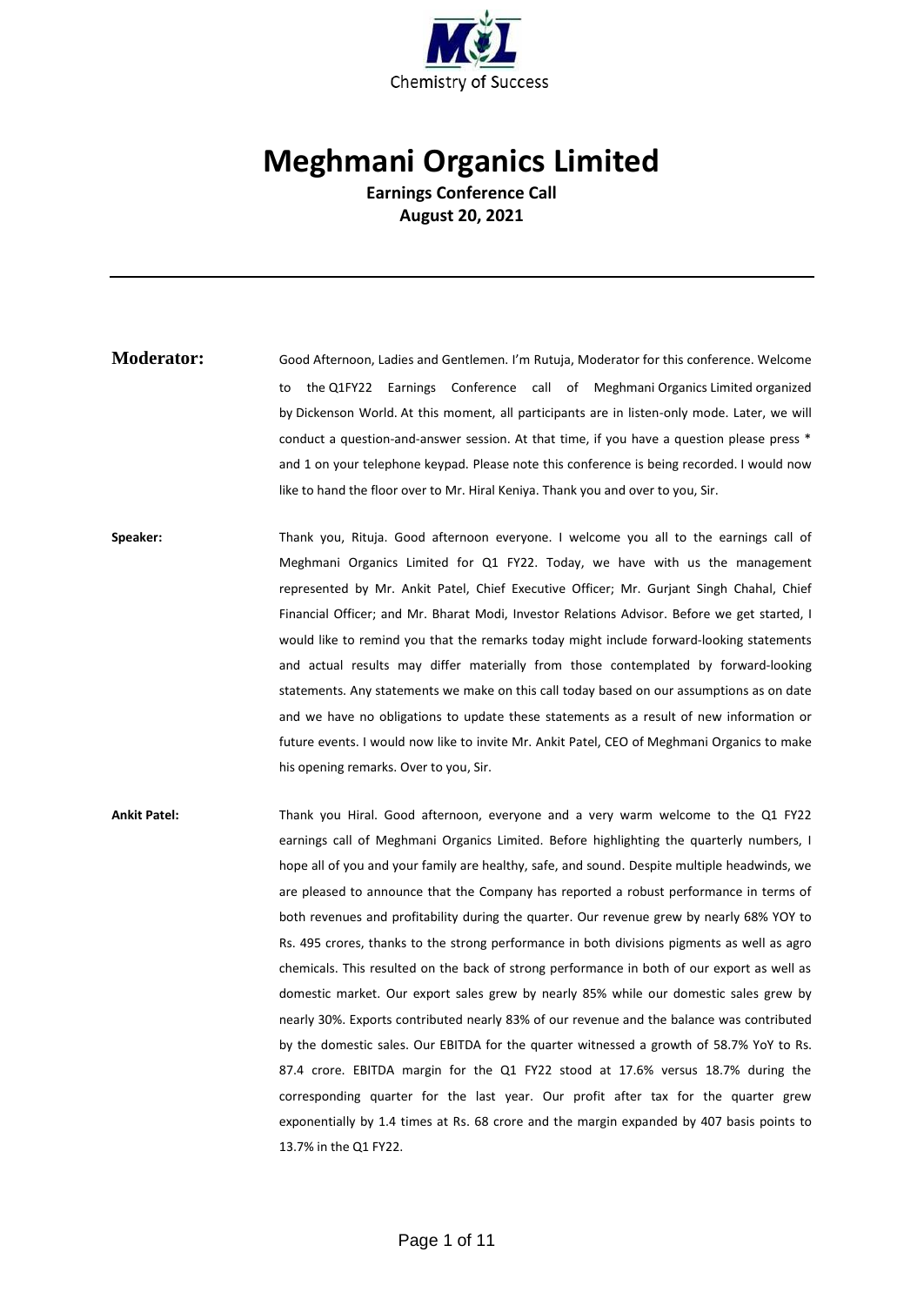# Meghmani Organics Limited

**Earnings Conference Call**
**August 20, 2021**

---

**Moderator:** Good Afternoon, Ladies and Gentlemen. I'm Rutuja, Moderator for this conference. Welcome to the Q1FY22 Earnings Conference call of Meghmani Organics Limited organized by Dickenson World. At this moment, all participants are in listen-only mode. Later, we will conduct a question-and-answer session. At that time, if you have a question please press * and 1 on your telephone keypad. Please note this conference is being recorded. I would now like to hand the floor over to Mr. Hiral Keniya. Thank you and over to you, Sir.

**Speaker:** Thank you, Rituja. Good afternoon everyone. I welcome you all to the earnings call of Meghmani Organics Limited for Q1 FY22. Today, we have with us the management represented by Mr. Ankit Patel, Chief Executive Officer; Mr. Gurjant Singh Chahal, Chief Financial Officer; and Mr. Bharat Modi, Investor Relations Advisor. Before we get started, I would like to remind you that the remarks today might include forward-looking statements and actual results may differ materially from those contemplated by forward-looking statements. Any statements we make on this call today based on our assumptions as on date and we have no obligations to update these statements as a result of new information or future events. I would now like to invite Mr. Ankit Patel, CEO of Meghmani Organics to make his opening remarks. Over to you, Sir.

**Ankit Patel:** Thank you Hiral. Good afternoon, everyone and a very warm welcome to the Q1 FY22 earnings call of Meghmani Organics Limited. Before highlighting the quarterly numbers, I hope all of you and your family are healthy, safe, and sound. Despite multiple headwinds, we are pleased to announce that the Company has reported a robust performance in terms of both revenues and profitability during the quarter. Our revenue grew by nearly 68% YOY to Rs. 495 crores, thanks to the strong performance in both divisions pigments as well as agro chemicals. This resulted on the back of strong performance in both of our export as well as domestic market. Our export sales grew by nearly 85% while our domestic sales grew by nearly 30%. Exports contributed nearly 83% of our revenue and the balance was contributed by the domestic sales. Our EBITDA for the quarter witnessed a growth of 58.7% YoY to Rs. 87.4 crore. EBITDA margin for the Q1 FY22 stood at 17.6% versus 18.7% during the corresponding quarter for the last year. Our profit after tax for the quarter grew exponentially by 1.4 times at Rs. 68 crore and the margin expanded by 407 basis points to 13.7% in the Q1 FY22.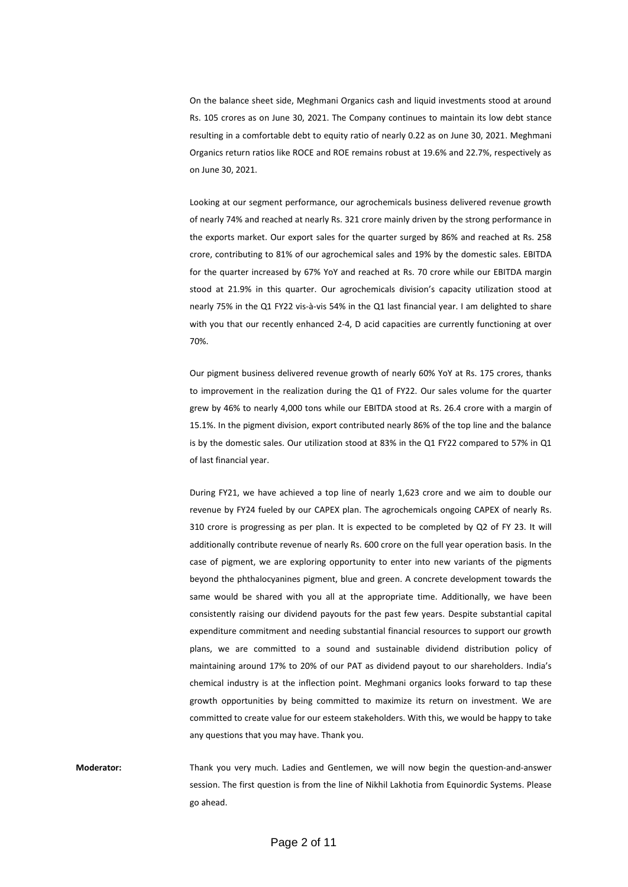On the balance sheet side, Meghmani Organics cash and liquid investments stood at around Rs. 105 crores as on June 30, 2021. The Company continues to maintain its low debt stance resulting in a comfortable debt to equity ratio of nearly 0.22 as on June 30, 2021. Meghmani Organics return ratios like ROCE and ROE remains robust at 19.6% and 22.7%, respectively as on June 30, 2021.

Looking at our segment performance, our agrochemicals business delivered revenue growth of nearly 74% and reached at nearly Rs. 321 crore mainly driven by the strong performance in the exports market. Our export sales for the quarter surged by 86% and reached at Rs. 258 crore, contributing to 81% of our agrochemical sales and 19% by the domestic sales. EBITDA for the quarter increased by 67% YoY and reached at Rs. 70 crore while our EBITDA margin stood at 21.9% in this quarter. Our agrochemicals division's capacity utilization stood at nearly 75% in the Q1 FY22 vis-à-vis 54% in the Q1 last financial year. I am delighted to share with you that our recently enhanced 2-4, D acid capacities are currently functioning at over 70%.

Our pigment business delivered revenue growth of nearly 60% YoY at Rs. 175 crores, thanks to improvement in the realization during the Q1 of FY22. Our sales volume for the quarter grew by 46% to nearly 4,000 tons while our EBITDA stood at Rs. 26.4 crore with a margin of 15.1%. In the pigment division, export contributed nearly 86% of the top line and the balance is by the domestic sales. Our utilization stood at 83% in the Q1 FY22 compared to 57% in Q1 of last financial year.

During FY21, we have achieved a top line of nearly 1,623 crore and we aim to double our revenue by FY24 fueled by our CAPEX plan. The agrochemicals ongoing CAPEX of nearly Rs. 310 crore is progressing as per plan. It is expected to be completed by Q2 of FY 23. It will additionally contribute revenue of nearly Rs. 600 crore on the full year operation basis. In the case of pigment, we are exploring opportunity to enter into new variants of the pigments beyond the phthalocyanines pigment, blue and green. A concrete development towards the same would be shared with you all at the appropriate time. Additionally, we have been consistently raising our dividend payouts for the past few years. Despite substantial capital expenditure commitment and needing substantial financial resources to support our growth plans, we are committed to a sound and sustainable dividend distribution policy of maintaining around 17% to 20% of our PAT as dividend payout to our shareholders. India's chemical industry is at the inflection point. Meghmani organics looks forward to tap these growth opportunities by being committed to maximize its return on investment. We are committed to create value for our esteem stakeholders. With this, we would be happy to take any questions that you may have. Thank you.

**Moderator:** Thank you very much. Ladies and Gentlemen, we will now begin the question-and-answer session. The first question is from the line of Nikhil Lakhotia from Equinordic Systems. Please go ahead.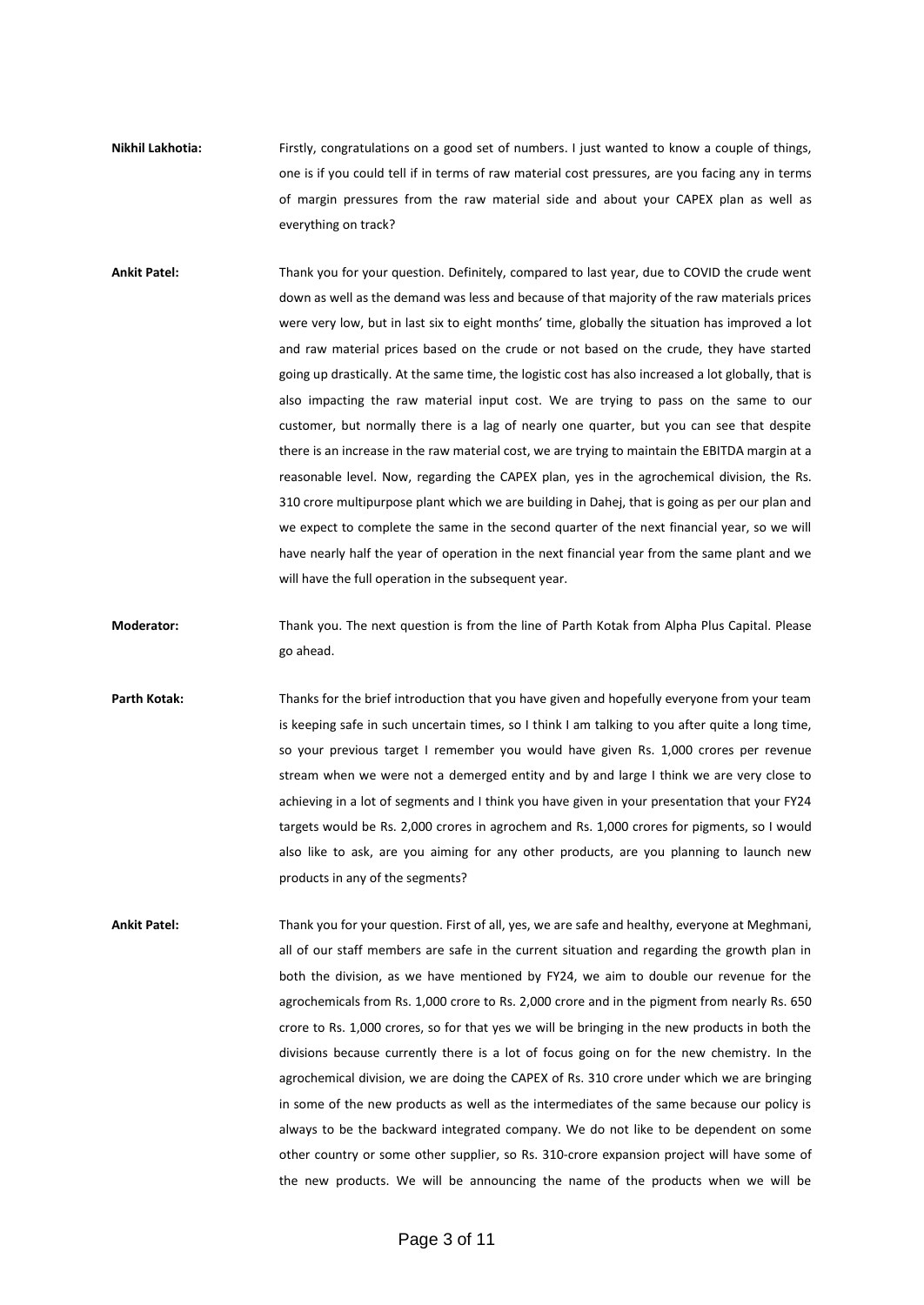**Nikhil Lakhotia:** Firstly, congratulations on a good set of numbers. I just wanted to know a couple of things, one is if you could tell if in terms of raw material cost pressures, are you facing any in terms of margin pressures from the raw material side and about your CAPEX plan as well as everything on track?

**Ankit Patel:** Thank you for your question. Definitely, compared to last year, due to COVID the crude went down as well as the demand was less and because of that majority of the raw materials prices were very low, but in last six to eight months' time, globally the situation has improved a lot and raw material prices based on the crude or not based on the crude, they have started going up drastically. At the same time, the logistic cost has also increased a lot globally, that is also impacting the raw material input cost. We are trying to pass on the same to our customer, but normally there is a lag of nearly one quarter, but you can see that despite there is an increase in the raw material cost, we are trying to maintain the EBITDA margin at a reasonable level. Now, regarding the CAPEX plan, yes in the agrochemical division, the Rs. 310 crore multipurpose plant which we are building in Dahej, that is going as per our plan and we expect to complete the same in the second quarter of the next financial year, so we will have nearly half the year of operation in the next financial year from the same plant and we will have the full operation in the subsequent year.

**Moderator:** Thank you. The next question is from the line of Parth Kotak from Alpha Plus Capital. Please go ahead.

**Parth Kotak:** Thanks for the brief introduction that you have given and hopefully everyone from your team is keeping safe in such uncertain times, so I think I am talking to you after quite a long time, so your previous target I remember you would have given Rs. 1,000 crores per revenue stream when we were not a demerged entity and by and large I think we are very close to achieving in a lot of segments and I think you have given in your presentation that your FY24 targets would be Rs. 2,000 crores in agrochem and Rs. 1,000 crores for pigments, so I would also like to ask, are you aiming for any other products, are you planning to launch new products in any of the segments?

**Ankit Patel:** Thank you for your question. First of all, yes, we are safe and healthy, everyone at Meghmani, all of our staff members are safe in the current situation and regarding the growth plan in both the division, as we have mentioned by FY24, we aim to double our revenue for the agrochemicals from Rs. 1,000 crore to Rs. 2,000 crore and in the pigment from nearly Rs. 650 crore to Rs. 1,000 crores, so for that yes we will be bringing in the new products in both the divisions because currently there is a lot of focus going on for the new chemistry. In the agrochemical division, we are doing the CAPEX of Rs. 310 crore under which we are bringing in some of the new products as well as the intermediates of the same because our policy is always to be the backward integrated company. We do not like to be dependent on some other country or some other supplier, so Rs. 310-crore expansion project will have some of the new products. We will be announcing the name of the products when we will be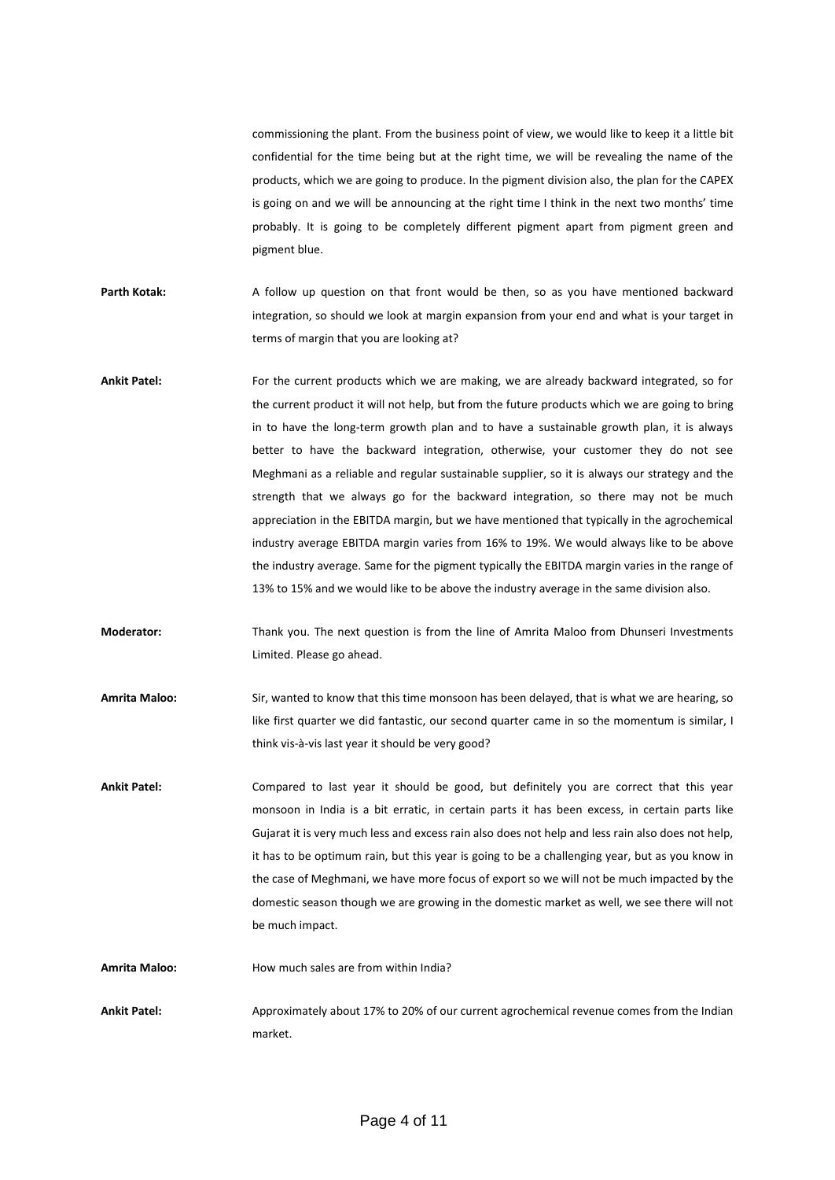commissioning the plant. From the business point of view, we would like to keep it a little bit confidential for the time being but at the right time, we will be revealing the name of the products, which we are going to produce. In the pigment division also, the plan for the CAPEX is going on and we will be announcing at the right time I think in the next two months' time probably. It is going to be completely different pigment apart from pigment green and pigment blue.

**Parth Kotak:** A follow up question on that front would be then, so as you have mentioned backward integration, so should we look at margin expansion from your end and what is your target in terms of margin that you are looking at?

**Ankit Patel:** For the current products which we are making, we are already backward integrated, so for the current product it will not help, but from the future products which we are going to bring in to have the long-term growth plan and to have a sustainable growth plan, it is always better to have the backward integration, otherwise, your customer they do not see Meghmani as a reliable and regular sustainable supplier, so it is always our strategy and the strength that we always go for the backward integration, so there may not be much appreciation in the EBITDA margin, but we have mentioned that typically in the agrochemical industry average EBITDA margin varies from 16% to 19%. We would always like to be above the industry average. Same for the pigment typically the EBITDA margin varies in the range of 13% to 15% and we would like to be above the industry average in the same division also.

**Moderator:** Thank you. The next question is from the line of Amrita Maloo from Dhunseri Investments Limited. Please go ahead.

**Amrita Maloo:** Sir, wanted to know that this time monsoon has been delayed, that is what we are hearing, so like first quarter we did fantastic, our second quarter came in so the momentum is similar, I think vis-à-vis last year it should be very good?

**Ankit Patel:** Compared to last year it should be good, but definitely you are correct that this year monsoon in India is a bit erratic, in certain parts it has been excess, in certain parts like Gujarat it is very much less and excess rain also does not help and less rain also does not help, it has to be optimum rain, but this year is going to be a challenging year, but as you know in the case of Meghmani, we have more focus of export so we will not be much impacted by the domestic season though we are growing in the domestic market as well, we see there will not be much impact.

**Amrita Maloo:** How much sales are from within India?

**Ankit Patel:** Approximately about 17% to 20% of our current agrochemical revenue comes from the Indian market.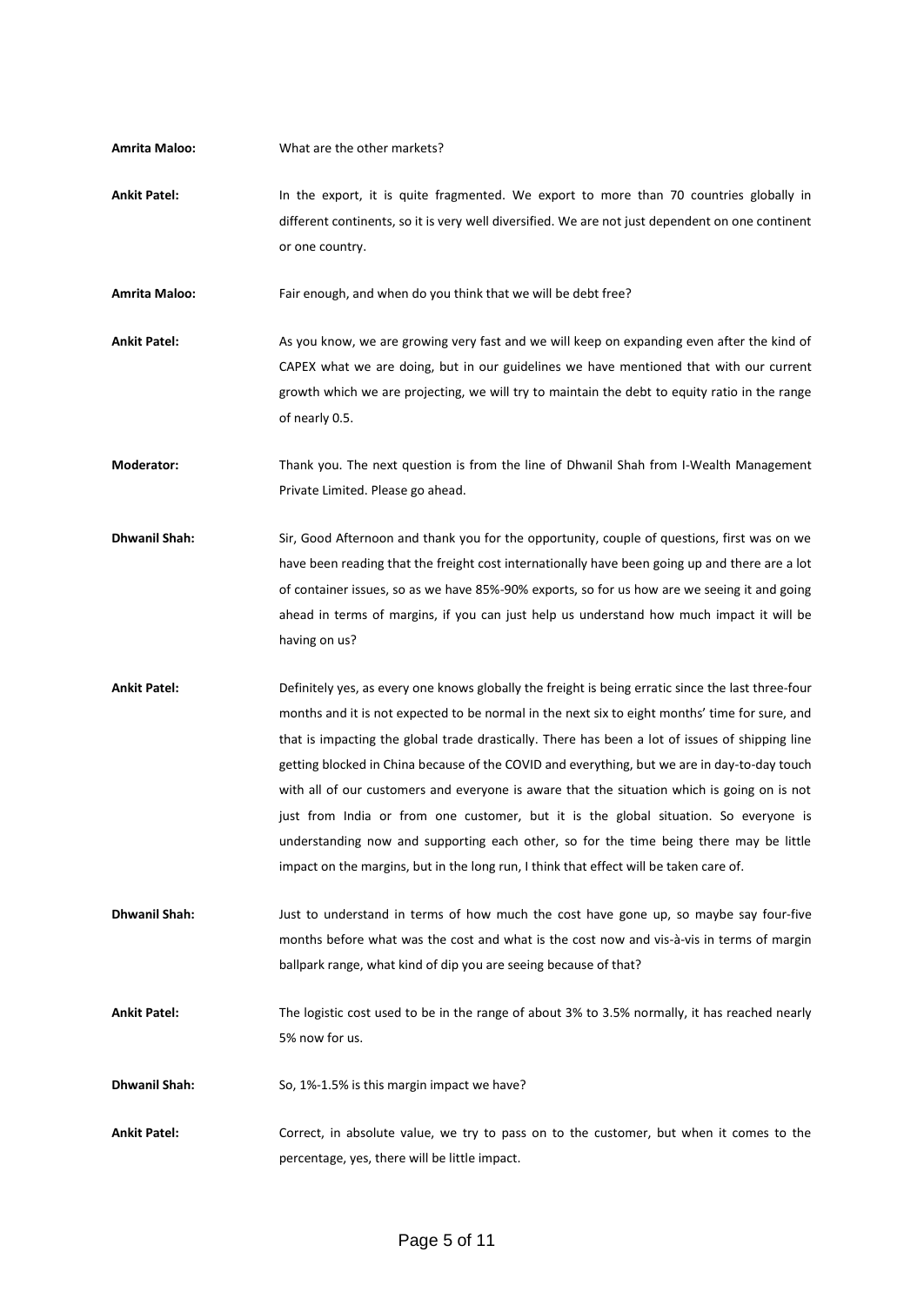**Amrita Maloo:** What are the other markets?

**Ankit Patel:** In the export, it is quite fragmented. We export to more than 70 countries globally in different continents, so it is very well diversified. We are not just dependent on one continent or one country.

**Amrita Maloo:** Fair enough, and when do you think that we will be debt free?

**Ankit Patel:** As you know, we are growing very fast and we will keep on expanding even after the kind of CAPEX what we are doing, but in our guidelines we have mentioned that with our current growth which we are projecting, we will try to maintain the debt to equity ratio in the range of nearly 0.5.

**Moderator:** Thank you. The next question is from the line of Dhwanil Shah from I-Wealth Management Private Limited. Please go ahead.

**Dhwanil Shah:** Sir, Good Afternoon and thank you for the opportunity, couple of questions, first was on we have been reading that the freight cost internationally have been going up and there are a lot of container issues, so as we have 85%-90% exports, so for us how are we seeing it and going ahead in terms of margins, if you can just help us understand how much impact it will be having on us?

**Ankit Patel:** Definitely yes, as every one knows globally the freight is being erratic since the last three-four months and it is not expected to be normal in the next six to eight months' time for sure, and that is impacting the global trade drastically. There has been a lot of issues of shipping line getting blocked in China because of the COVID and everything, but we are in day-to-day touch with all of our customers and everyone is aware that the situation which is going on is not just from India or from one customer, but it is the global situation. So everyone is understanding now and supporting each other, so for the time being there may be little impact on the margins, but in the long run, I think that effect will be taken care of.

**Dhwanil Shah:** Just to understand in terms of how much the cost have gone up, so maybe say four-five months before what was the cost and what is the cost now and vis-à-vis in terms of margin ballpark range, what kind of dip you are seeing because of that?

**Ankit Patel:** The logistic cost used to be in the range of about 3% to 3.5% normally, it has reached nearly 5% now for us.

**Dhwanil Shah:** So, 1%-1.5% is this margin impact we have?

**Ankit Patel:** Correct, in absolute value, we try to pass on to the customer, but when it comes to the percentage, yes, there will be little impact.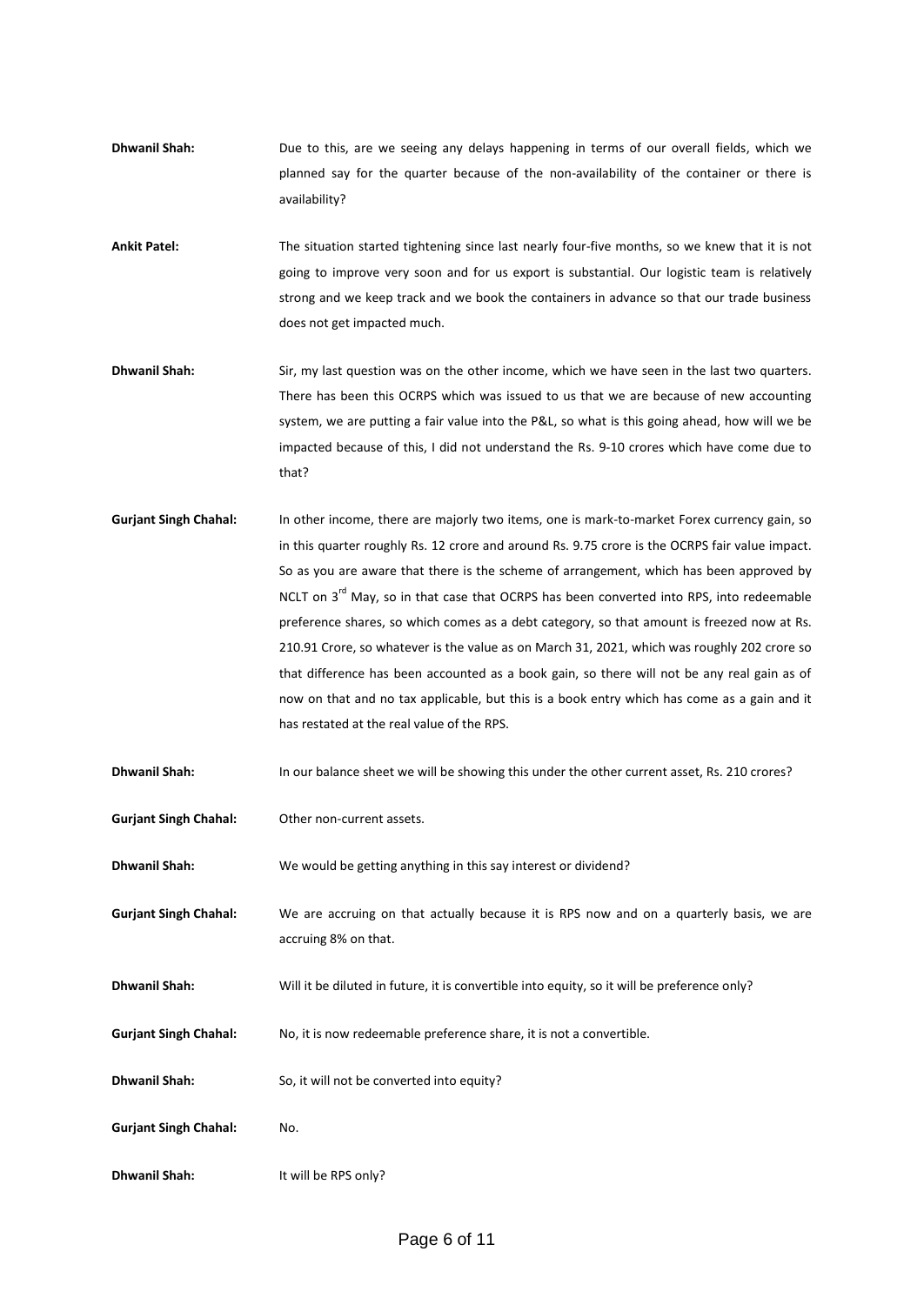**Dhwanil Shah:** Due to this, are we seeing any delays happening in terms of our overall fields, which we planned say for the quarter because of the non-availability of the container or there is availability?

**Ankit Patel:** The situation started tightening since last nearly four-five months, so we knew that it is not going to improve very soon and for us export is substantial. Our logistic team is relatively strong and we keep track and we book the containers in advance so that our trade business does not get impacted much.

**Dhwanil Shah:** Sir, my last question was on the other income, which we have seen in the last two quarters. There has been this OCRPS which was issued to us that we are because of new accounting system, we are putting a fair value into the P&L, so what is this going ahead, how will we be impacted because of this, I did not understand the Rs. 9-10 crores which have come due to that?

**Gurjant Singh Chahal:** In other income, there are majorly two items, one is mark-to-market Forex currency gain, so in this quarter roughly Rs. 12 crore and around Rs. 9.75 crore is the OCRPS fair value impact. So as you are aware that there is the scheme of arrangement, which has been approved by NCLT on 3rd May, so in that case that OCRPS has been converted into RPS, into redeemable preference shares, so which comes as a debt category, so that amount is freezed now at Rs. 210.91 Crore, so whatever is the value as on March 31, 2021, which was roughly 202 crore so that difference has been accounted as a book gain, so there will not be any real gain as of now on that and no tax applicable, but this is a book entry which has come as a gain and it has restated at the real value of the RPS.

**Dhwanil Shah:** In our balance sheet we will be showing this under the other current asset, Rs. 210 crores?

**Gurjant Singh Chahal:** Other non-current assets.

**Dhwanil Shah:** We would be getting anything in this say interest or dividend?

**Gurjant Singh Chahal:** We are accruing on that actually because it is RPS now and on a quarterly basis, we are accruing 8% on that.

**Dhwanil Shah:** Will it be diluted in future, it is convertible into equity, so it will be preference only?

**Gurjant Singh Chahal:** No, it is now redeemable preference share, it is not a convertible.

**Dhwanil Shah:** So, it will not be converted into equity?

**Gurjant Singh Chahal:** No.

**Dhwanil Shah:** It will be RPS only?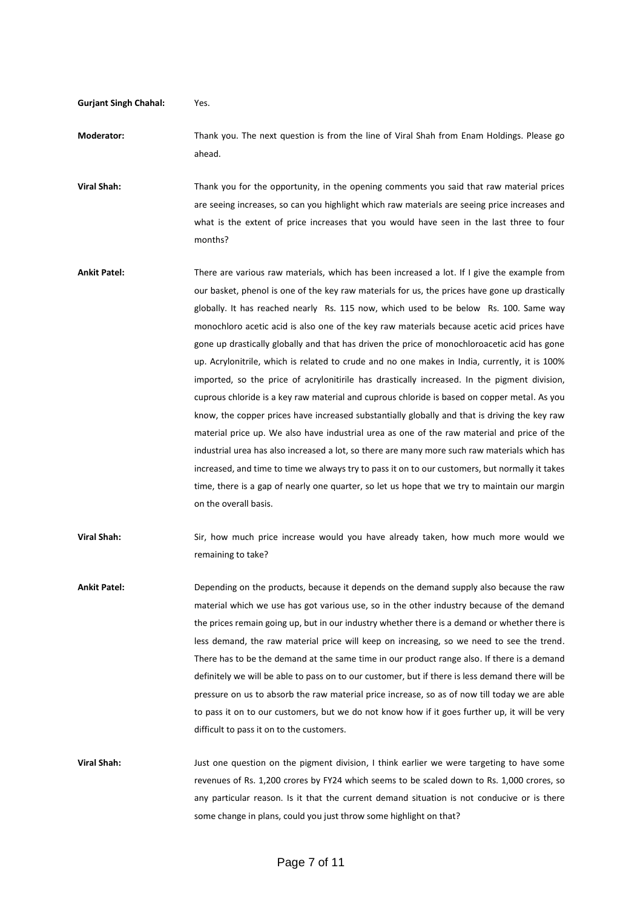**Gurjant Singh Chahal:** Yes.

**Moderator:** Thank you. The next question is from the line of Viral Shah from Enam Holdings. Please go ahead.

**Viral Shah:** Thank you for the opportunity, in the opening comments you said that raw material prices are seeing increases, so can you highlight which raw materials are seeing price increases and what is the extent of price increases that you would have seen in the last three to four months?

**Ankit Patel:** There are various raw materials, which has been increased a lot. If I give the example from our basket, phenol is one of the key raw materials for us, the prices have gone up drastically globally. It has reached nearly Rs. 115 now, which used to be below Rs. 100. Same way monochloro acetic acid is also one of the key raw materials because acetic acid prices have gone up drastically globally and that has driven the price of monochloroacetic acid has gone up. Acrylonitrile, which is related to crude and no one makes in India, currently, it is 100% imported, so the price of acrylonitirile has drastically increased. In the pigment division, cuprous chloride is a key raw material and cuprous chloride is based on copper metal. As you know, the copper prices have increased substantially globally and that is driving the key raw material price up. We also have industrial urea as one of the raw material and price of the industrial urea has also increased a lot, so there are many more such raw materials which has increased, and time to time we always try to pass it on to our customers, but normally it takes time, there is a gap of nearly one quarter, so let us hope that we try to maintain our margin on the overall basis.

**Viral Shah:** Sir, how much price increase would you have already taken, how much more would we remaining to take?

**Ankit Patel:** Depending on the products, because it depends on the demand supply also because the raw material which we use has got various use, so in the other industry because of the demand the prices remain going up, but in our industry whether there is a demand or whether there is less demand, the raw material price will keep on increasing, so we need to see the trend. There has to be the demand at the same time in our product range also. If there is a demand definitely we will be able to pass on to our customer, but if there is less demand there will be pressure on us to absorb the raw material price increase, so as of now till today we are able to pass it on to our customers, but we do not know how if it goes further up, it will be very difficult to pass it on to the customers.

**Viral Shah:** Just one question on the pigment division, I think earlier we were targeting to have some revenues of Rs. 1,200 crores by FY24 which seems to be scaled down to Rs. 1,000 crores, so any particular reason. Is it that the current demand situation is not conducive or is there some change in plans, could you just throw some highlight on that?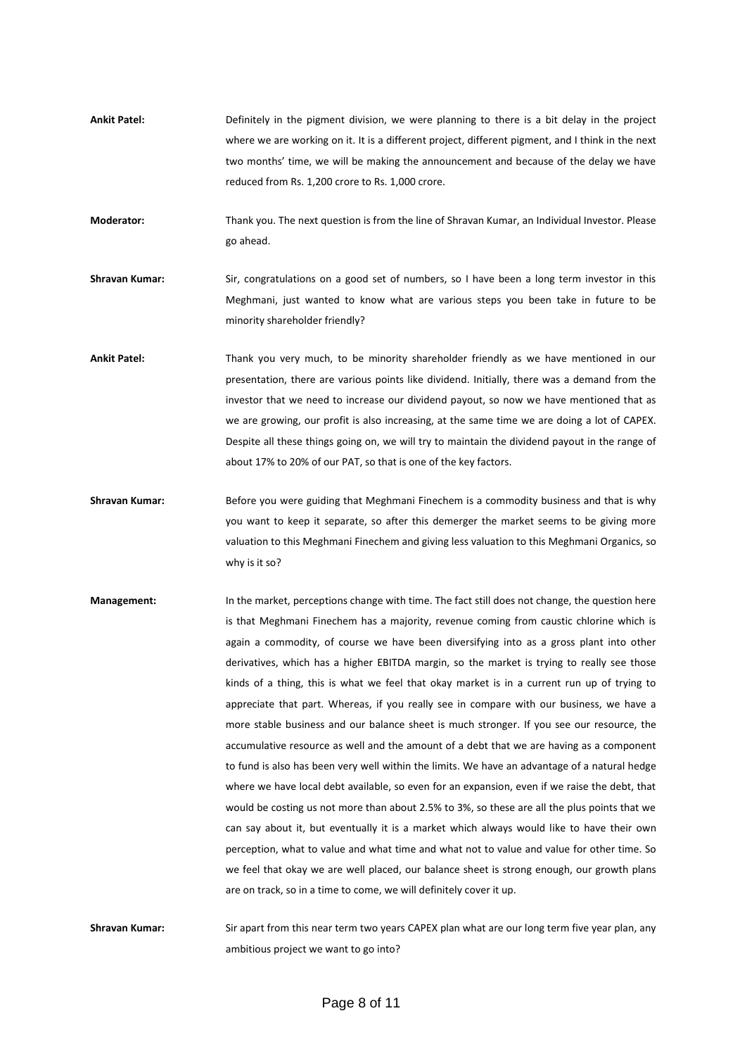**Ankit Patel:** Definitely in the pigment division, we were planning to there is a bit delay in the project where we are working on it. It is a different project, different pigment, and I think in the next two months' time, we will be making the announcement and because of the delay we have reduced from Rs. 1,200 crore to Rs. 1,000 crore.

**Moderator:** Thank you. The next question is from the line of Shravan Kumar, an Individual Investor. Please go ahead.

**Shravan Kumar:** Sir, congratulations on a good set of numbers, so I have been a long term investor in this Meghmani, just wanted to know what are various steps you been take in future to be minority shareholder friendly?

**Ankit Patel:** Thank you very much, to be minority shareholder friendly as we have mentioned in our presentation, there are various points like dividend. Initially, there was a demand from the investor that we need to increase our dividend payout, so now we have mentioned that as we are growing, our profit is also increasing, at the same time we are doing a lot of CAPEX. Despite all these things going on, we will try to maintain the dividend payout in the range of about 17% to 20% of our PAT, so that is one of the key factors.

**Shravan Kumar:** Before you were guiding that Meghmani Finechem is a commodity business and that is why you want to keep it separate, so after this demerger the market seems to be giving more valuation to this Meghmani Finechem and giving less valuation to this Meghmani Organics, so why is it so?

**Management:** In the market, perceptions change with time. The fact still does not change, the question here is that Meghmani Finechem has a majority, revenue coming from caustic chlorine which is again a commodity, of course we have been diversifying into as a gross plant into other derivatives, which has a higher EBITDA margin, so the market is trying to really see those kinds of a thing, this is what we feel that okay market is in a current run up of trying to appreciate that part. Whereas, if you really see in compare with our business, we have a more stable business and our balance sheet is much stronger. If you see our resource, the accumulative resource as well and the amount of a debt that we are having as a component to fund is also has been very well within the limits. We have an advantage of a natural hedge where we have local debt available, so even for an expansion, even if we raise the debt, that would be costing us not more than about 2.5% to 3%, so these are all the plus points that we can say about it, but eventually it is a market which always would like to have their own perception, what to value and what time and what not to value and value for other time. So we feel that okay we are well placed, our balance sheet is strong enough, our growth plans are on track, so in a time to come, we will definitely cover it up.

**Shravan Kumar:** Sir apart from this near term two years CAPEX plan what are our long term five year plan, any ambitious project we want to go into?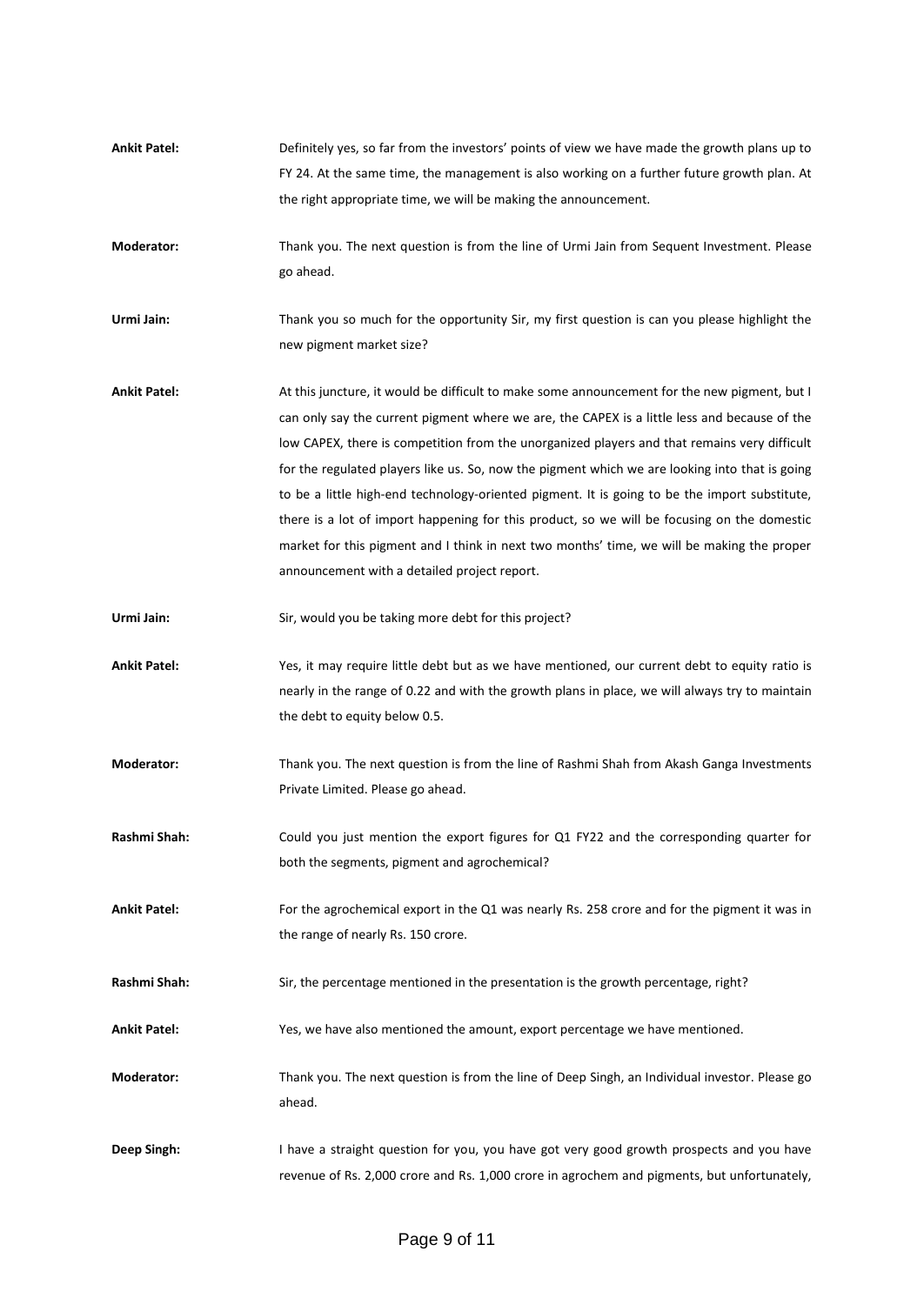**Ankit Patel:** Definitely yes, so far from the investors' points of view we have made the growth plans up to FY 24. At the same time, the management is also working on a further future growth plan. At the right appropriate time, we will be making the announcement.

**Moderator:** Thank you. The next question is from the line of Urmi Jain from Sequent Investment. Please go ahead.

**Urmi Jain:** Thank you so much for the opportunity Sir, my first question is can you please highlight the new pigment market size?

**Ankit Patel:** At this juncture, it would be difficult to make some announcement for the new pigment, but I can only say the current pigment where we are, the CAPEX is a little less and because of the low CAPEX, there is competition from the unorganized players and that remains very difficult for the regulated players like us. So, now the pigment which we are looking into that is going to be a little high-end technology-oriented pigment. It is going to be the import substitute, there is a lot of import happening for this product, so we will be focusing on the domestic market for this pigment and I think in next two months' time, we will be making the proper announcement with a detailed project report.

**Urmi Jain:** Sir, would you be taking more debt for this project?

**Ankit Patel:** Yes, it may require little debt but as we have mentioned, our current debt to equity ratio is nearly in the range of 0.22 and with the growth plans in place, we will always try to maintain the debt to equity below 0.5.

**Moderator:** Thank you. The next question is from the line of Rashmi Shah from Akash Ganga Investments Private Limited. Please go ahead.

**Rashmi Shah:** Could you just mention the export figures for Q1 FY22 and the corresponding quarter for both the segments, pigment and agrochemical?

**Ankit Patel:** For the agrochemical export in the Q1 was nearly Rs. 258 crore and for the pigment it was in the range of nearly Rs. 150 crore.

**Rashmi Shah:** Sir, the percentage mentioned in the presentation is the growth percentage, right?

**Ankit Patel:** Yes, we have also mentioned the amount, export percentage we have mentioned.

**Moderator:** Thank you. The next question is from the line of Deep Singh, an Individual investor. Please go ahead.

**Deep Singh:** I have a straight question for you, you have got very good growth prospects and you have revenue of Rs. 2,000 crore and Rs. 1,000 crore in agrochem and pigments, but unfortunately,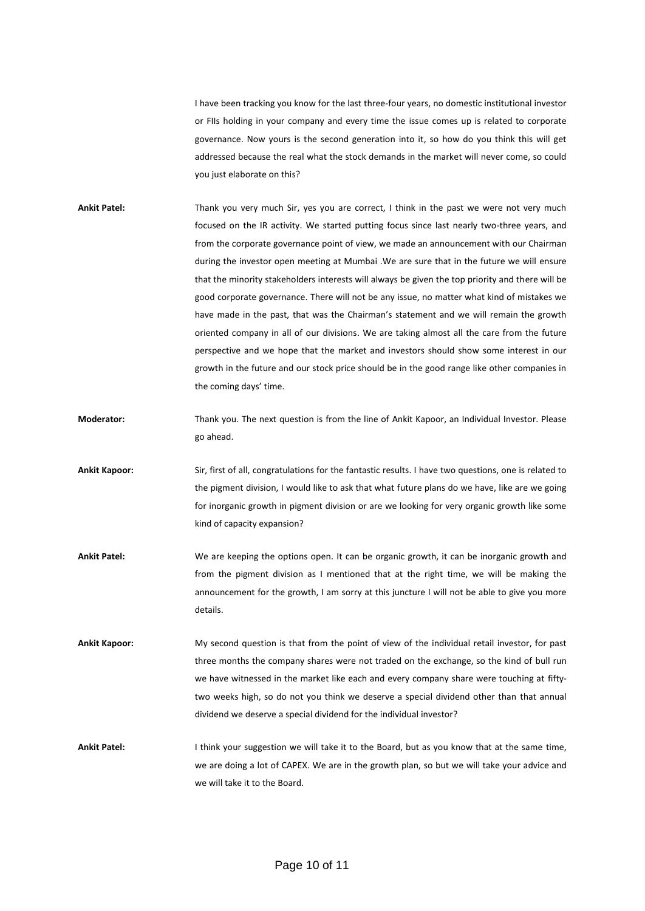I have been tracking you know for the last three-four years, no domestic institutional investor or FIIs holding in your company and every time the issue comes up is related to corporate governance. Now yours is the second generation into it, so how do you think this will get addressed because the real what the stock demands in the market will never come, so could you just elaborate on this?

**Ankit Patel:** Thank you very much Sir, yes you are correct, I think in the past we were not very much focused on the IR activity. We started putting focus since last nearly two-three years, and from the corporate governance point of view, we made an announcement with our Chairman during the investor open meeting at Mumbai .We are sure that in the future we will ensure that the minority stakeholders interests will always be given the top priority and there will be good corporate governance. There will not be any issue, no matter what kind of mistakes we have made in the past, that was the Chairman's statement and we will remain the growth oriented company in all of our divisions. We are taking almost all the care from the future perspective and we hope that the market and investors should show some interest in our growth in the future and our stock price should be in the good range like other companies in the coming days' time.

**Moderator:** Thank you. The next question is from the line of Ankit Kapoor, an Individual Investor. Please go ahead.

**Ankit Kapoor:** Sir, first of all, congratulations for the fantastic results. I have two questions, one is related to the pigment division, I would like to ask that what future plans do we have, like are we going for inorganic growth in pigment division or are we looking for very organic growth like some kind of capacity expansion?

**Ankit Patel:** We are keeping the options open. It can be organic growth, it can be inorganic growth and from the pigment division as I mentioned that at the right time, we will be making the announcement for the growth, I am sorry at this juncture I will not be able to give you more details.

**Ankit Kapoor:** My second question is that from the point of view of the individual retail investor, for past three months the company shares were not traded on the exchange, so the kind of bull run we have witnessed in the market like each and every company share were touching at fifty-two weeks high, so do not you think we deserve a special dividend other than that annual dividend we deserve a special dividend for the individual investor?

**Ankit Patel:** I think your suggestion we will take it to the Board, but as you know that at the same time, we are doing a lot of CAPEX. We are in the growth plan, so but we will take your advice and we will take it to the Board.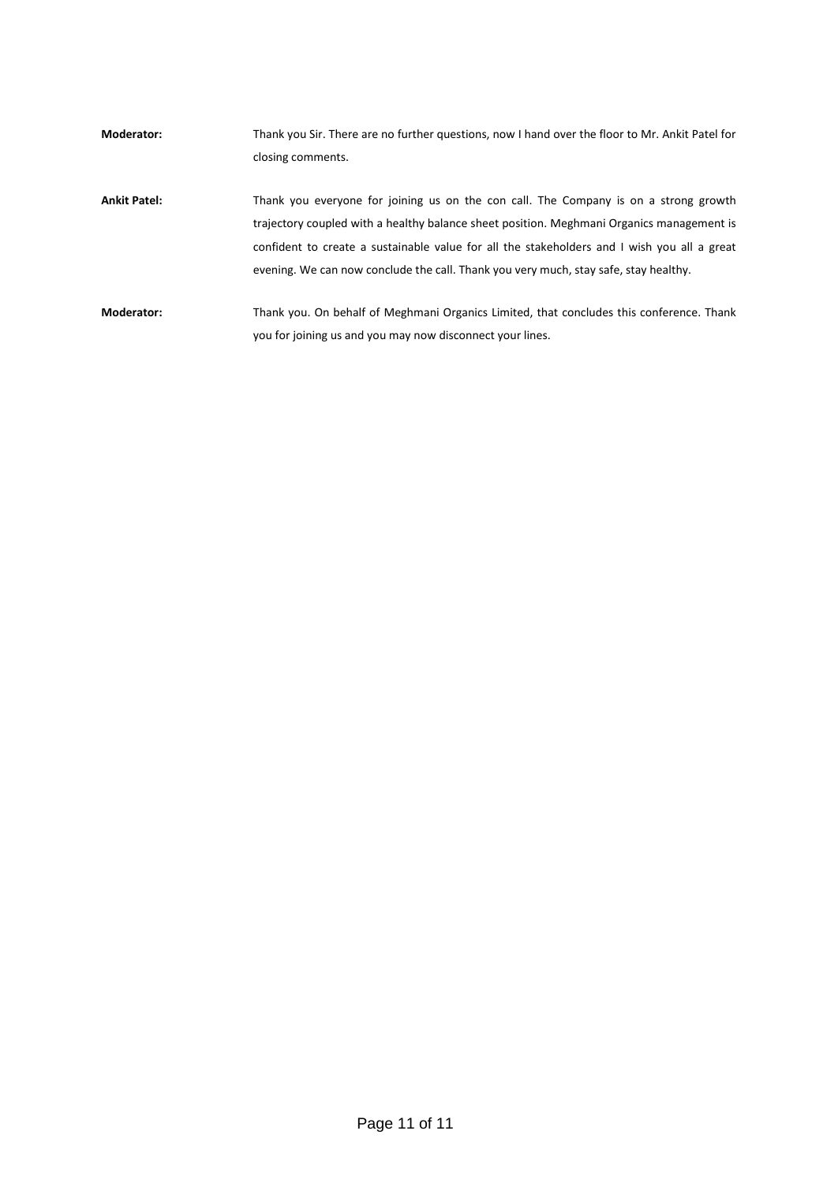**Moderator:** Thank you Sir. There are no further questions, now I hand over the floor to Mr. Ankit Patel for closing comments.

**Ankit Patel:** Thank you everyone for joining us on the con call. The Company is on a strong growth trajectory coupled with a healthy balance sheet position. Meghmani Organics management is confident to create a sustainable value for all the stakeholders and I wish you all a great evening. We can now conclude the call. Thank you very much, stay safe, stay healthy.

**Moderator:** Thank you. On behalf of Meghmani Organics Limited, that concludes this conference. Thank you for joining us and you may now disconnect your lines.